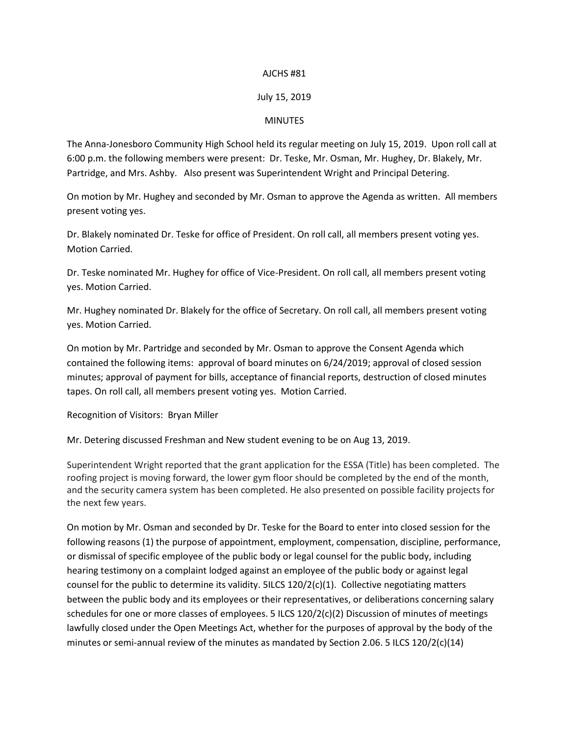AJCHS #81

July 15, 2019

MINUTES

The Anna-Jonesboro Community High School held its regular meeting on July 15, 2019. Upon roll call at 6:00 p.m. the following members were present: Dr. Teske, Mr. Osman, Mr. Hughey, Dr. Blakely, Mr. Partridge, and Mrs. Ashby. Also present was Superintendent Wright and Principal Detering.

On motion by Mr. Hughey and seconded by Mr. Osman to approve the Agenda as written. All members present voting yes.

Dr. Blakely nominated Dr. Teske for office of President. On roll call, all members present voting yes. Motion Carried.

Dr. Teske nominated Mr. Hughey for office of Vice-President. On roll call, all members present voting yes. Motion Carried.

Mr. Hughey nominated Dr. Blakely for the office of Secretary. On roll call, all members present voting yes. Motion Carried.

On motion by Mr. Partridge and seconded by Mr. Osman to approve the Consent Agenda which contained the following items: approval of board minutes on 6/24/2019; approval of closed session minutes; approval of payment for bills, acceptance of financial reports, destruction of closed minutes tapes. On roll call, all members present voting yes. Motion Carried.

Recognition of Visitors: Bryan Miller

Mr. Detering discussed Freshman and New student evening to be on Aug 13, 2019.

Superintendent Wright reported that the grant application for the ESSA (Title) has been completed. The roofing project is moving forward, the lower gym floor should be completed by the end of the month, and the security camera system has been completed. He also presented on possible facility projects for the next few years.

On motion by Mr. Osman and seconded by Dr. Teske for the Board to enter into closed session for the following reasons (1) the purpose of appointment, employment, compensation, discipline, performance, or dismissal of specific employee of the public body or legal counsel for the public body, including hearing testimony on a complaint lodged against an employee of the public body or against legal counsel for the public to determine its validity. 5ILCS 120/2(c)(1). Collective negotiating matters between the public body and its employees or their representatives, or deliberations concerning salary schedules for one or more classes of employees. 5 ILCS 120/2(c)(2) Discussion of minutes of meetings lawfully closed under the Open Meetings Act, whether for the purposes of approval by the body of the minutes or semi-annual review of the minutes as mandated by Section 2.06. 5 ILCS 120/2(c)(14)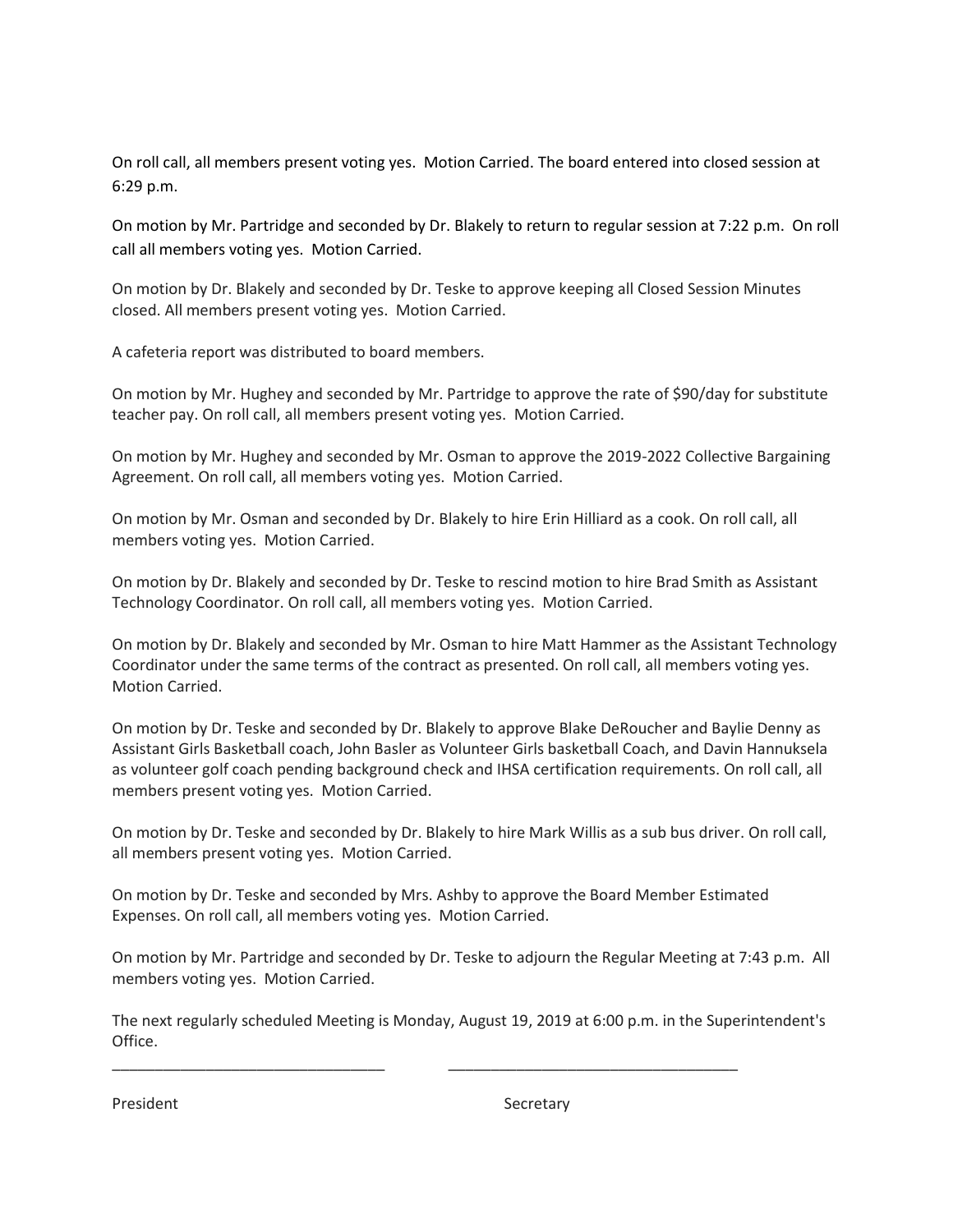On roll call, all members present voting yes. Motion Carried. The board entered into closed session at 6:29 p.m.

On motion by Mr. Partridge and seconded by Dr. Blakely to return to regular session at 7:22 p.m. On roll call all members voting yes. Motion Carried.

On motion by Dr. Blakely and seconded by Dr. Teske to approve keeping all Closed Session Minutes closed. All members present voting yes. Motion Carried.

A cafeteria report was distributed to board members.

On motion by Mr. Hughey and seconded by Mr. Partridge to approve the rate of $90/day for substitute teacher pay. On roll call, all members present voting yes. Motion Carried.

On motion by Mr. Hughey and seconded by Mr. Osman to approve the 2019-2022 Collective Bargaining Agreement. On roll call, all members voting yes. Motion Carried.

On motion by Mr. Osman and seconded by Dr. Blakely to hire Erin Hilliard as a cook. On roll call, all members voting yes. Motion Carried.

On motion by Dr. Blakely and seconded by Dr. Teske to rescind motion to hire Brad Smith as Assistant Technology Coordinator. On roll call, all members voting yes. Motion Carried.

On motion by Dr. Blakely and seconded by Mr. Osman to hire Matt Hammer as the Assistant Technology Coordinator under the same terms of the contract as presented. On roll call, all members voting yes. Motion Carried.

On motion by Dr. Teske and seconded by Dr. Blakely to approve Blake DeRoucher and Baylie Denny as Assistant Girls Basketball coach, John Basler as Volunteer Girls basketball Coach, and Davin Hannuksela as volunteer golf coach pending background check and IHSA certification requirements. On roll call, all members present voting yes. Motion Carried.

On motion by Dr. Teske and seconded by Dr. Blakely to hire Mark Willis as a sub bus driver. On roll call, all members present voting yes. Motion Carried.

On motion by Dr. Teske and seconded by Mrs. Ashby to approve the Board Member Estimated Expenses. On roll call, all members voting yes. Motion Carried.

On motion by Mr. Partridge and seconded by Dr. Teske to adjourn the Regular Meeting at 7:43 p.m. All members voting yes. Motion Carried.

The next regularly scheduled Meeting is Monday, August 19, 2019 at 6:00 p.m. in the Superintendent's Office.

_______________________________ __________________________________

President Secretary